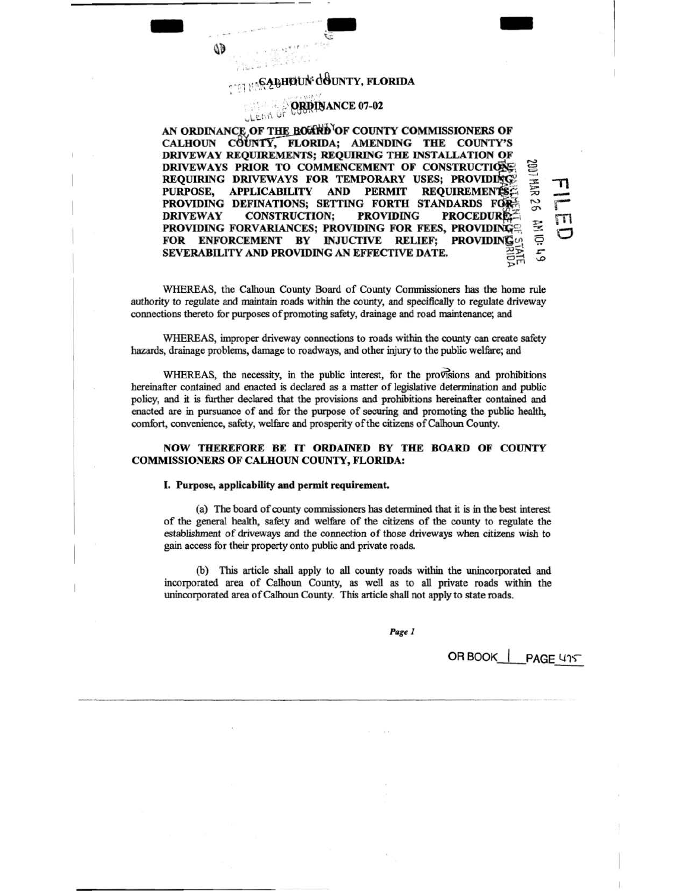# CALHOUN COUNTY, FLORIDA

## ORDINANCE 07-02

**AN ORDINANCE OF THE BOARD OF COUNTY COMMISSIONERS OF CALHOUN COUNTY, FLORIDA; AMENDING THE COUNTY'S DRIVEWAY REQUIREMENTS; REQUIRING THE INSTALLATION OF DRIVEWAYS PRIOR TO COMMENCEMENT OF CONSTRUCTION; REQUIRING DRIVEWAYS FOR TEMPORARY USES; PROVIDING PURPOSE, APPLICABILITY AND PERMIT REQUIREMENTS; PROVIDING DEFINATIONS; SETTING FORTH STANDARDS FOR DRIVEWAY CONSTRUCTION; PROVIDING PROCEDURES; PROVIDING FORVARIANCES; PROVIDING FOR FEES, PROVIDING FOR ENFORCEMENT BY INJUCTIVE RELIEF; PROVIDING SEVERABILITY AND PROVIDING AN EFFECTIVE DATE.**

WHEREAS, the Calhoun County Board of County Commissioners has the home rule authority to regulate and maintain roads within the county, and specifically to regulate driveway connections thereto for purposes of promoting safety, drainage and road maintenance; and

WHEREAS, improper driveway connections to roads within the county can create safety hazards, drainage problems, damage to roadways, and other injury to the public welfare; and

WHEREAS, the necessity, in the public interest, for the provisions and prohibitions hereinafter contained and enacted is declared as a matter of legislative determination and public policy, and it is further declared that the provisions and prohibitions hereinafter contained and enacted are in pursuance of and for the purpose of securing and promoting the public health, comfort, convenience, safety, welfare and prosperity of the citizens of Calhoun County.

**NOW THEREFORE BE IT ORDAINED BY THE BOARD OF COUNTY COMMISSIONERS OF CALHOUN COUNTY, FLORIDA:**

**I. Purpose, applicability and permit requirement.**

(a) The board of county commissioners has determined that it is in the best interest of the general health, safety and welfare of the citizens of the county to regulate the establishment of driveways and the connection of those driveways when citizens wish to gain access for their property onto public and private roads.

(b) This article shall apply to all county roads within the unincorporated and incorporated area of Calhoun County, as well as to all private roads within the unincorporated area of Calhoun County. This article shall not apply to state roads.

OR BOOK 1 PAGE 475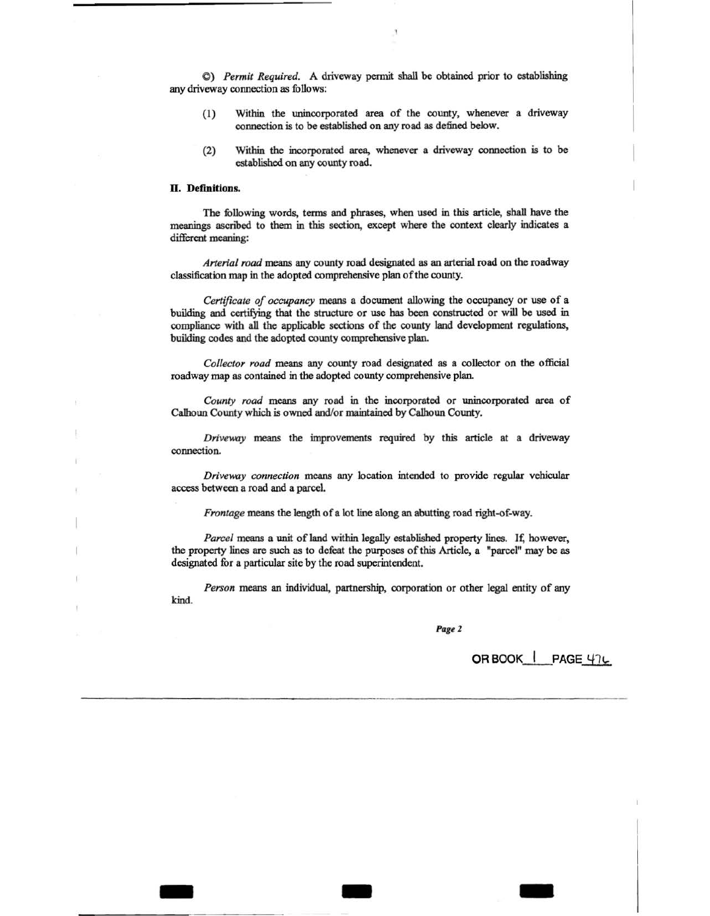©) *Permit Required.* A driveway permit shall be obtained prior to establishing any driveway connection as follows:

(1) Within the unincorporated area of the county, whenever a driveway connection is to be established on any road as defined below.

(2) Within the incorporated area, whenever a driveway connection is to be established on any county road.

**II. Definitions.**

The following words, terms and phrases, when used in this article, shall have the meanings ascribed to them in this section, except where the context clearly indicates a different meaning:

*Arterial road* means any county road designated as an arterial road on the roadway classification map in the adopted comprehensive plan of the county.

*Certificate of occupancy* means a document allowing the occupancy or use of a building and certifying that the structure or use has been constructed or will be used in compliance with all the applicable sections of the county land development regulations, building codes and the adopted county comprehensive plan.

*Collector road* means any county road designated as a collector on the official roadway map as contained in the adopted county comprehensive plan.

*County road* means any road in the incorporated or unincorporated area of Calhoun County which is owned and/or maintained by Calhoun County.

*Driveway* means the improvements required by this article at a driveway connection.

*Driveway connection* means any location intended to provide regular vehicular access between a road and a parcel.

*Frontage* means the length of a lot line along an abutting road right-of-way.

*Parcel* means a unit of land within legally established property lines. If, however, the property lines are such as to defeat the purposes of this Article, a "parcel" may be as designated for a particular site by the road superintendent.

*Person* means an individual, partnership, corporation or other legal entity of any kind.

OR BOOK 1 PAGE 476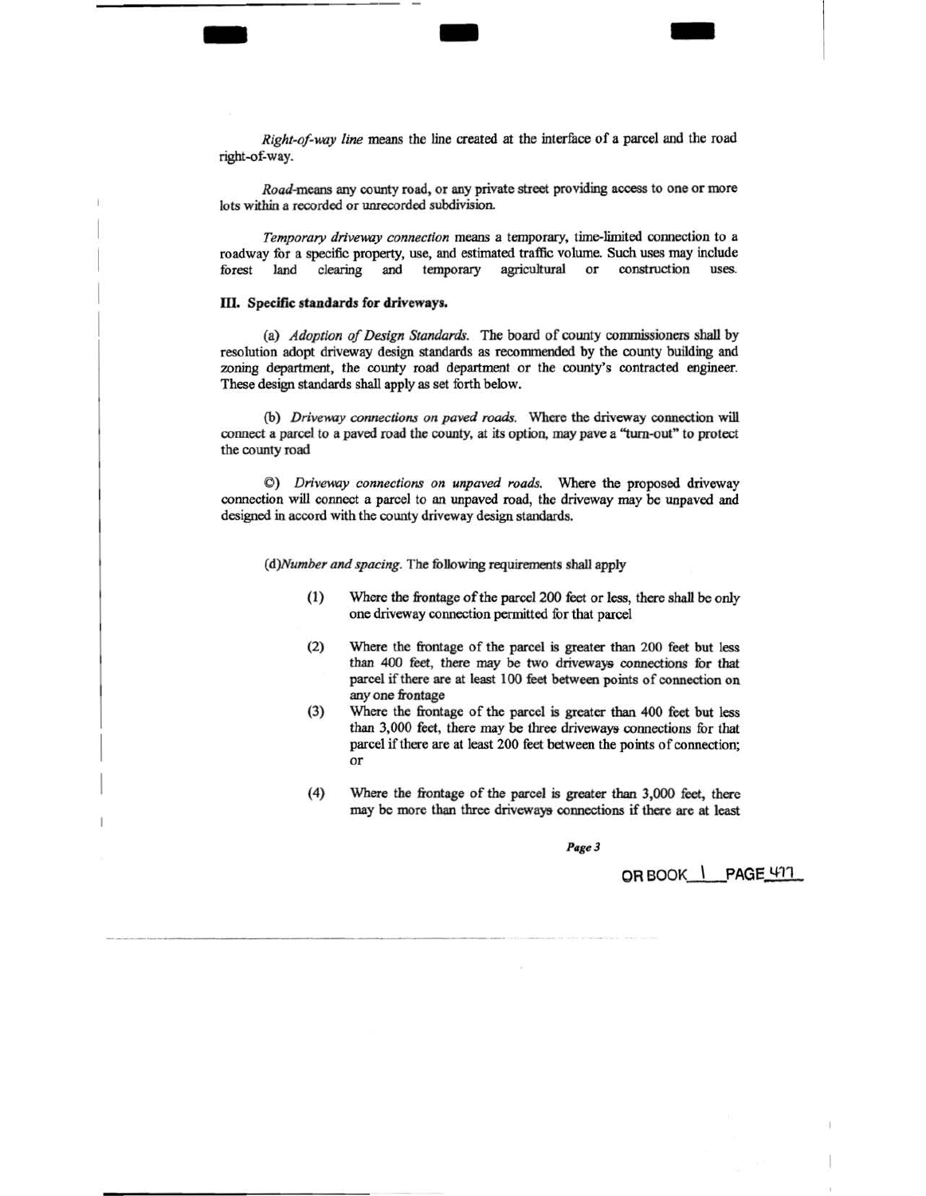*Right-of-way line* means the line created at the interface of a parcel and the road right-of-way.

*Road*-means any county road, or any private street providing access to one or more lots within a recorded or unrecorded subdivision.

*Temporary driveway connection* means a temporary, time-limited connection to a roadway for a specific property, use, and estimated traffic volume. Such uses may include forest land clearing and temporary agricultural or construction uses.

**III. Specific standards for driveways.**

(a) *Adoption of Design Standards.* The board of county commissioners shall by resolution adopt driveway design standards as recommended by the county building and zoning department, the county road department or the county's contracted engineer. These design standards shall apply as set forth below.

(b) *Driveway connections on paved roads.* Where the driveway connection will connect a parcel to a paved road the county, at its option, may pave a "turn-out" to protect the county road

©) *Driveway connections on unpaved roads.* Where the proposed driveway connection will connect a parcel to an unpaved road, the driveway may be unpaved and designed in accord with the county driveway design standards.

(d)*Number and spacing.* The following requirements shall apply

(1) Where the frontage of the parcel 200 feet or less, there shall be only one driveway connection permitted for that parcel

(2) Where the frontage of the parcel is greater than 200 feet but less than 400 feet, there may be two driveways connections for that parcel if there are at least 100 feet between points of connection on any one frontage

(3) Where the frontage of the parcel is greater than 400 feet but less than 3,000 feet, there may be three driveways connections for that parcel if there are at least 200 feet between the points of connection; or

(4) Where the frontage of the parcel is greater than 3,000 feet, there may be more than three driveways connections if there are at least

OR BOOK 1 PAGE 477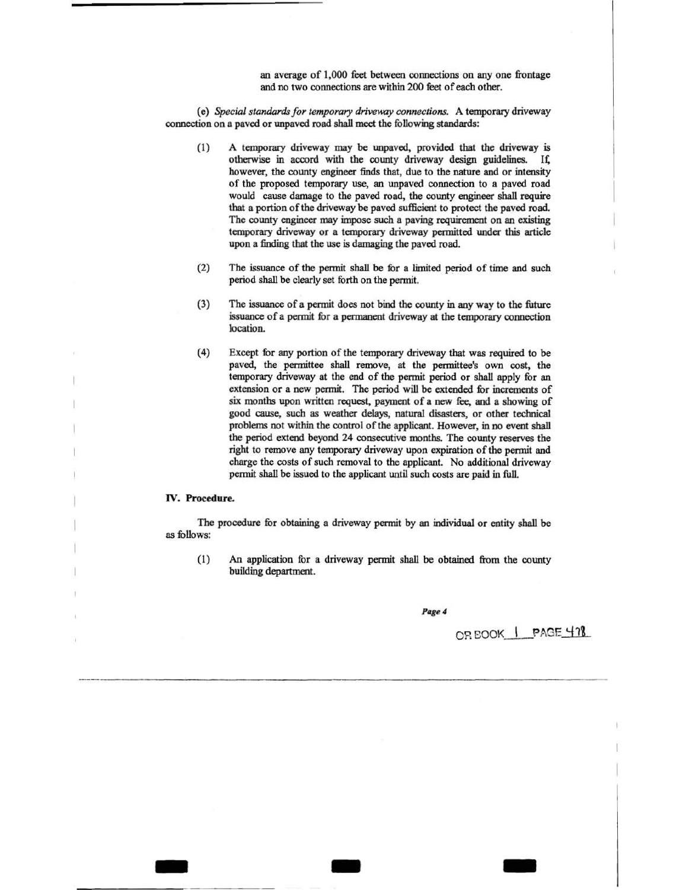an average of 1,000 feet between connections on any one frontage and no two connections are within 200 feet of each other.

(e) *Special standards for temporary driveway connections.* A temporary driveway connection on a paved or unpaved road shall meet the following standards:

(1) A temporary driveway may be unpaved, provided that the driveway is otherwise in accord with the county driveway design guidelines. If, however, the county engineer finds that, due to the nature and or intensity of the proposed temporary use, an unpaved connection to a paved road would cause damage to the paved road, the county engineer shall require that a portion of the driveway be paved sufficient to protect the paved road. The county engineer may impose such a paving requirement on an existing temporary driveway or a temporary driveway permitted under this article upon a finding that the use is damaging the paved road.

(2) The issuance of the permit shall be for a limited period of time and such period shall be clearly set forth on the permit.

(3) The issuance of a permit does not bind the county in any way to the future issuance of a permit for a permanent driveway at the temporary connection location.

(4) Except for any portion of the temporary driveway that was required to be paved, the permittee shall remove, at the permittee's own cost, the temporary driveway at the end of the permit period or shall apply for an extension or a new permit. The period will be extended for increments of six months upon written request, payment of a new fee, and a showing of good cause, such as weather delays, natural disasters, or other technical problems not within the control of the applicant. However, in no event shall the period extend beyond 24 consecutive months. The county reserves the right to remove any temporary driveway upon expiration of the permit and charge the costs of such removal to the applicant. No additional driveway permit shall be issued to the applicant until such costs are paid in full.

**IV. Procedure.**

The procedure for obtaining a driveway permit by an individual or entity shall be as follows:

(1) An application for a driveway permit shall be obtained from the county building department.

OR BOOK 1 PAGE 478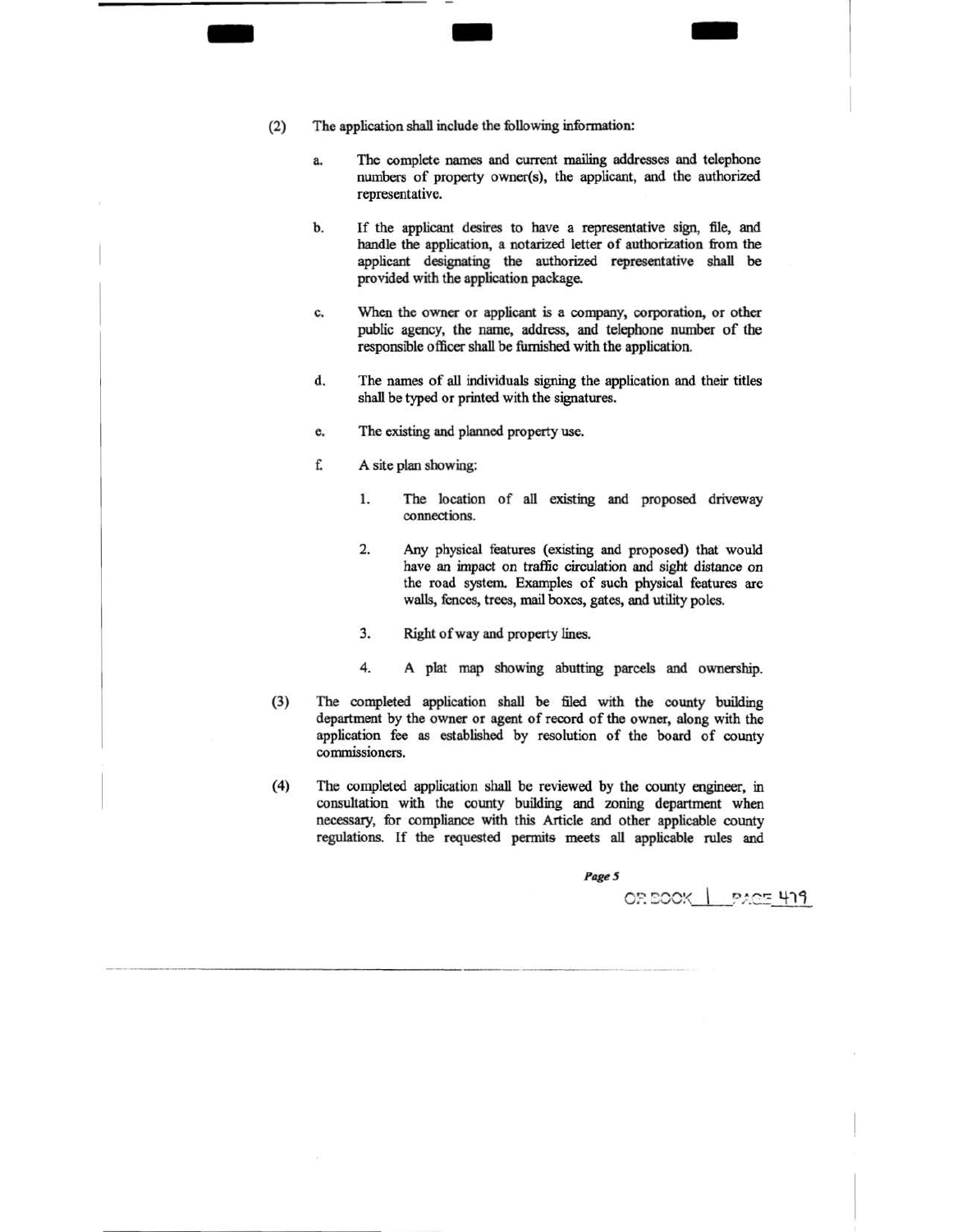(2) The application shall include the following information:

   a. The complete names and current mailing addresses and telephone numbers of property owner(s), the applicant, and the authorized representative.

   b. If the applicant desires to have a representative sign, file, and handle the application, a notarized letter of authorization from the applicant designating the authorized representative shall be provided with the application package.

   c. When the owner or applicant is a company, corporation, or other public agency, the name, address, and telephone number of the responsible officer shall be furnished with the application.

   d. The names of all individuals signing the application and their titles shall be typed or printed with the signatures.

   e. The existing and planned property use.

   f. A site plan showing:

      1. The location of all existing and proposed driveway connections.

      2. Any physical features (existing and proposed) that would have an impact on traffic circulation and sight distance on the road system. Examples of such physical features are walls, fences, trees, mail boxes, gates, and utility poles.

      3. Right of way and property lines.

      4. A plat map showing abutting parcels and ownership.

(3) The completed application shall be filed with the county building department by the owner or agent of record of the owner, along with the application fee as established by resolution of the board of county commissioners.

(4) The completed application shall be reviewed by the county engineer, in consultation with the county building and zoning department when necessary, for compliance with this Article and other applicable county regulations. If the requested permits meets all applicable rules and

OR BOOK 1 PAGE 479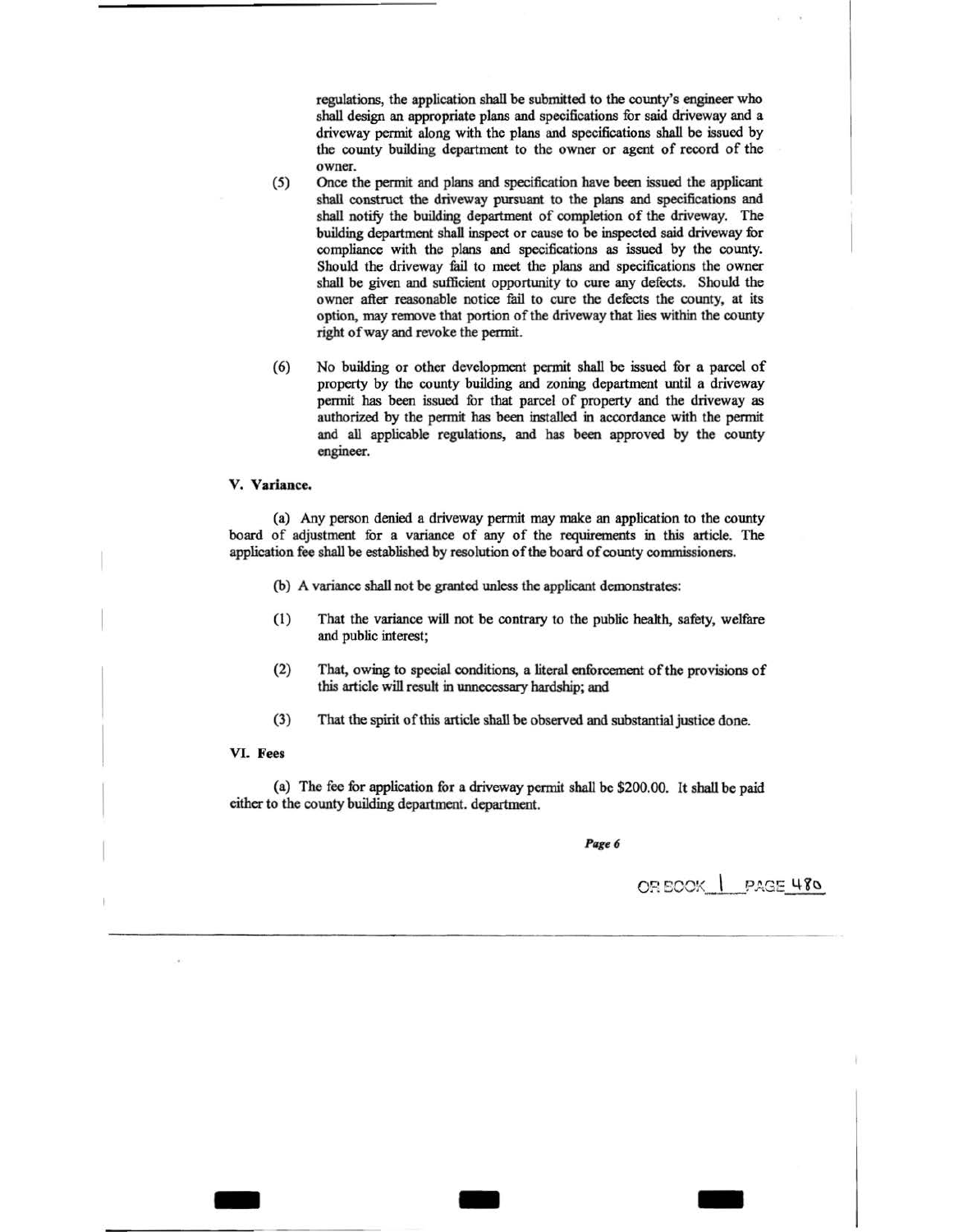regulations, the application shall be submitted to the county's engineer who shall design an appropriate plans and specifications for said driveway and a driveway permit along with the plans and specifications shall be issued by the county building department to the owner or agent of record of the owner.

(5) Once the permit and plans and specification have been issued the applicant shall construct the driveway pursuant to the plans and specifications and shall notify the building department of completion of the driveway. The building department shall inspect or cause to be inspected said driveway for compliance with the plans and specifications as issued by the county. Should the driveway fail to meet the plans and specifications the owner shall be given and sufficient opportunity to cure any defects. Should the owner after reasonable notice fail to cure the defects the county, at its option, may remove that portion of the driveway that lies within the county right of way and revoke the permit.

(6) No building or other development permit shall be issued for a parcel of property by the county building and zoning department until a driveway permit has been issued for that parcel of property and the driveway as authorized by the permit has been installed in accordance with the permit and all applicable regulations, and has been approved by the county engineer.

**V. Variance.**

(a) Any person denied a driveway permit may make an application to the county board of adjustment for a variance of any of the requirements in this article. The application fee shall be established by resolution of the board of county commissioners.

(b) A variance shall not be granted unless the applicant demonstrates:

(1) That the variance will not be contrary to the public health, safety, welfare and public interest;

(2) That, owing to special conditions, a literal enforcement of the provisions of this article will result in unnecessary hardship; and

(3) That the spirit of this article shall be observed and substantial justice done.

**VI. Fees**

(a) The fee for application for a driveway permit shall be $200.00. It shall be paid either to the county building department. department.

OR BOOK 1 PAGE 480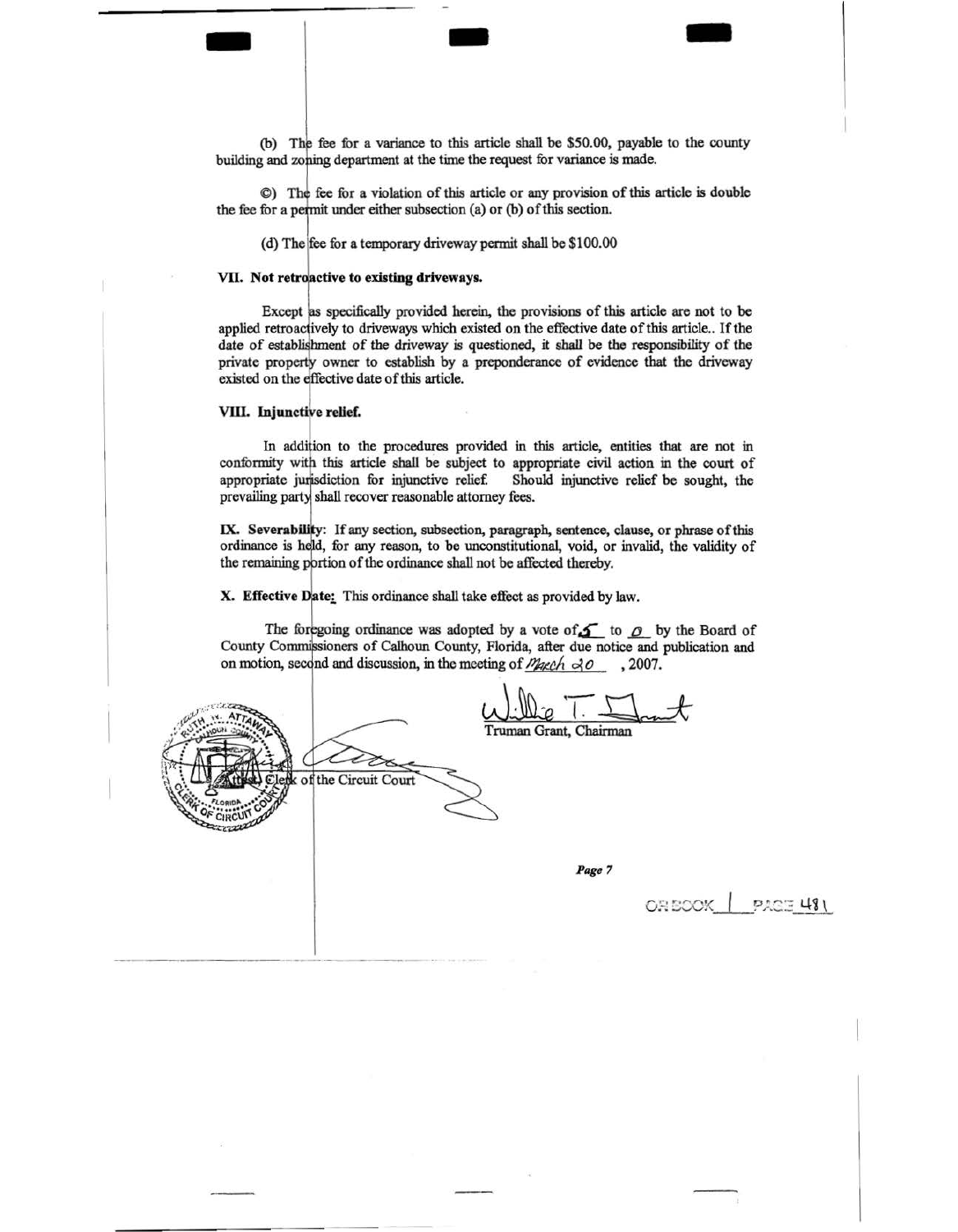(b) The fee for a variance to this article shall be $50.00, payable to the county building and zoning department at the time the request for variance is made.

©) The fee for a violation of this article or any provision of this article is double the fee for a permit under either subsection (a) or (b) of this section.

(d) The fee for a temporary driveway permit shall be $100.00

**VII. Not retroactive to existing driveways.**

Except as specifically provided herein, the provisions of this article are not to be applied retroactively to driveways which existed on the effective date of this article.. If the date of establishment of the driveway is questioned, it shall be the responsibility of the private property owner to establish by a preponderance of evidence that the driveway existed on the effective date of this article.

**VIII. Injunctive relief.**

In addition to the procedures provided in this article, entities that are not in conformity with this article shall be subject to appropriate civil action in the court of appropriate jurisdiction for injunctive relief. Should injunctive relief be sought, the prevailing party shall recover reasonable attorney fees.

**IX. Severability**: If any section, subsection, paragraph, sentence, clause, or phrase of this ordinance is held, for any reason, to be unconstitutional, void, or invalid, the validity of the remaining portion of the ordinance shall not be affected thereby.

**X. Effective Date**: This ordinance shall take effect as provided by law.

The foregoing ordinance was adopted by a vote of 5 to 0 by the Board of County Commissioners of Calhoun County, Florida, after due notice and publication and on motion, second and discussion, in the meeting of March 20, 2007.

Truman Grant, Chairman

Attest: Clerk of the Circuit Court

OR BOOK 1 PAGE 481